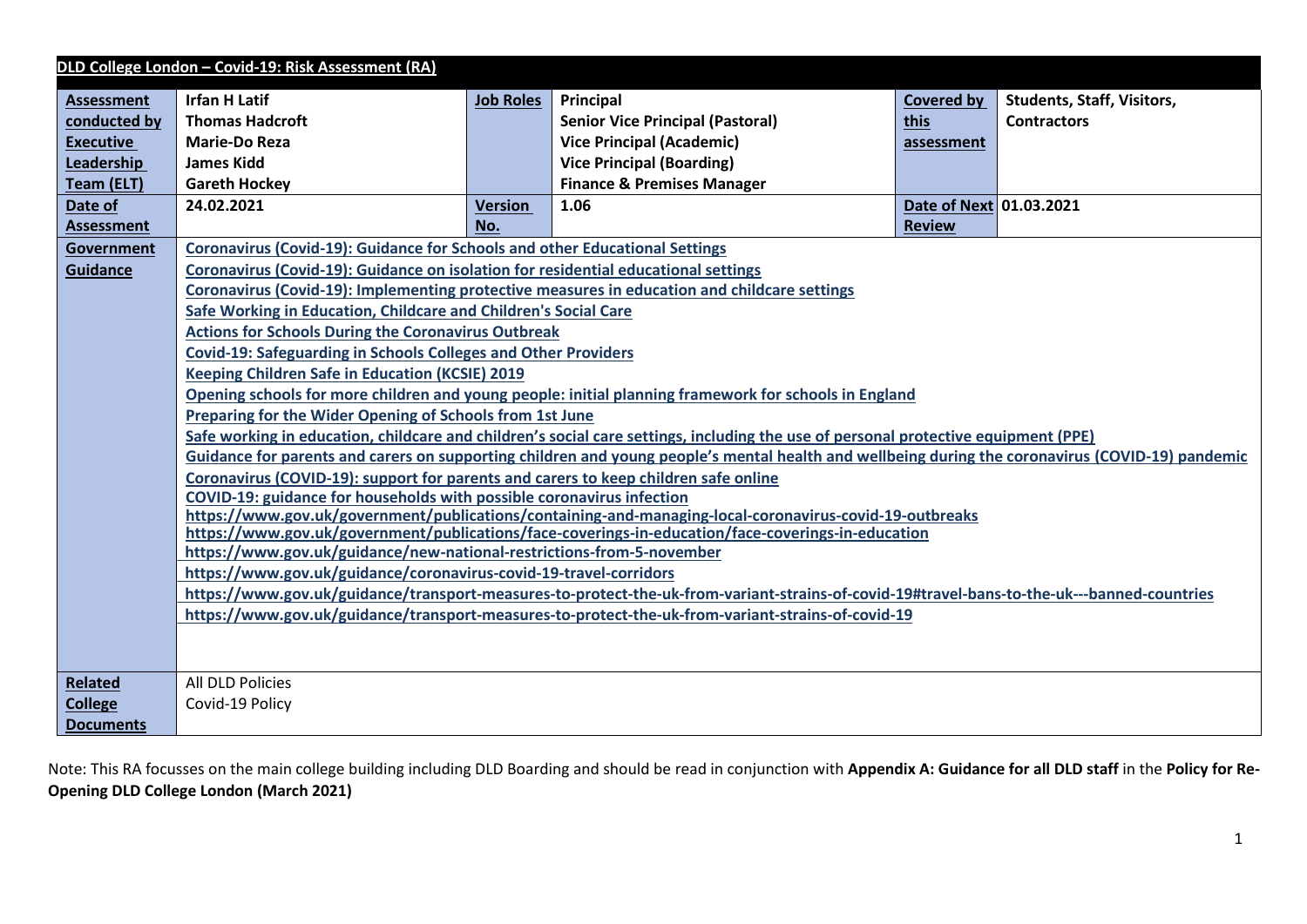## DLD College London – Covid-19: Risk Assessment (RA)

| Assessment conducted by Executive Leadership Team (ELT) | Irfan H Latif<br>Thomas Hadcroft<br>Marie-Do Reza<br>James Kidd<br>Gareth Hockey | Job Roles | Principal<br>Senior Vice Principal (Pastoral)<br>Vice Principal (Academic)<br>Vice Principal (Boarding)<br>Finance & Premises Manager | Covered by this assessment | Students, Staff, Visitors, Contractors |
|---|---|---|---|---|---|
| Date of Assessment | 24.02.2021 | Version No. | 1.06 | Date of Next Review | 01.03.2021 |
| Government Guidance | Coronavirus (Covid-19): Guidance for Schools and other Educational Settings<br>Coronavirus (Covid-19): Guidance on isolation for residential educational settings<br>Coronavirus (Covid-19): Implementing protective measures in education and childcare settings<br>Safe Working in Education, Childcare and Children's Social Care<br>Actions for Schools During the Coronavirus Outbreak<br>Covid-19: Safeguarding in Schools Colleges and Other Providers<br>Keeping Children Safe in Education (KCSIE) 2019<br>Opening schools for more children and young people: initial planning framework for schools in England<br>Preparing for the Wider Opening of Schools from 1st June<br>Safe working in education, childcare and children's social care settings, including the use of personal protective equipment (PPE)<br>Guidance for parents and carers on supporting children and young people's mental health and wellbeing during the coronavirus (COVID-19) pandemic<br>Coronavirus (COVID-19): support for parents and carers to keep children safe online<br>COVID-19: guidance for households with possible coronavirus infection<br>https://www.gov.uk/government/publications/containing-and-managing-local-coronavirus-covid-19-outbreaks<br>https://www.gov.uk/government/publications/face-coverings-in-education/face-coverings-in-education<br>https://www.gov.uk/guidance/new-national-restrictions-from-5-november<br>https://www.gov.uk/guidance/coronavirus-covid-19-travel-corridors<br>https://www.gov.uk/guidance/transport-measures-to-protect-the-uk-from-variant-strains-of-covid-19#travel-bans-to-the-uk---banned-countries<br>https://www.gov.uk/guidance/transport-measures-to-protect-the-uk-from-variant-strains-of-covid-19 | | | | |
| Related College Documents | All DLD Policies<br>Covid-19 Policy | | | | |

Note: This RA focusses on the main college building including DLD Boarding and should be read in conjunction with **Appendix A: Guidance for all DLD staff** in the **Policy for Re-Opening DLD College London (March 2021)**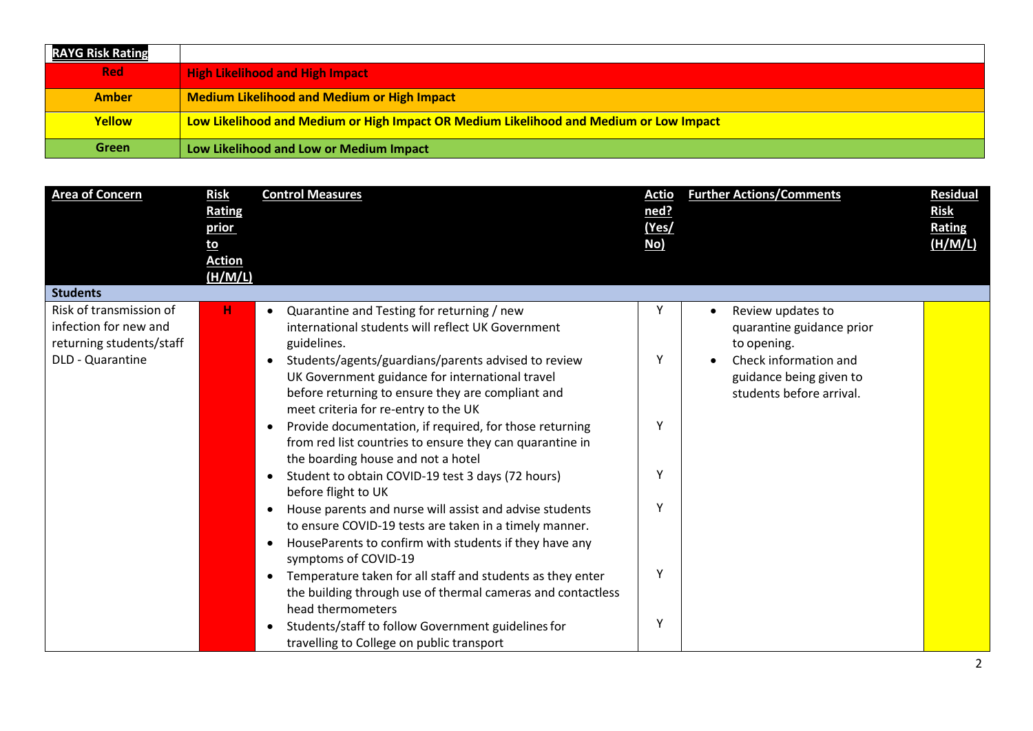| RAYG Risk Rating | |
|---|---|
| Red | High Likelihood and High Impact |
| Amber | Medium Likelihood and Medium or High Impact |
| Yellow | Low Likelihood and Medium or High Impact OR Medium Likelihood and Medium or Low Impact |
| Green | Low Likelihood and Low or Medium Impact |

| Area of Concern | Risk Rating prior to Action (H/M/L) | Control Measures | Actioned? (Yes/No) | Further Actions/Comments | Residual Risk Rating (H/M/L) |
|---|---|---|---|---|---|
| **Students** | | | | | |
| Risk of transmission of infection for new and returning students/staff DLD - Quarantine | H | • Quarantine and Testing for returning / new international students will reflect UK Government guidelines.<br>• Students/agents/guardians/parents advised to review UK Government guidance for international travel before returning to ensure they are compliant and meet criteria for re-entry to the UK<br>• Provide documentation, if required, for those returning from red list countries to ensure they can quarantine in the boarding house and not a hotel<br>• Student to obtain COVID-19 test 3 days (72 hours) before flight to UK<br>• House parents and nurse will assist and advise students to ensure COVID-19 tests are taken in a timely manner.<br>• HouseParents to confirm with students if they have any symptoms of COVID-19<br>• Temperature taken for all staff and students as they enter the building through use of thermal cameras and contactless head thermometers<br>• Students/staff to follow Government guidelines for travelling to College on public transport | Y<br>Y<br>Y<br>Y<br>Y<br>Y<br>Y | • Review updates to quarantine guidance prior to opening.<br>• Check information and guidance being given to students before arrival. | |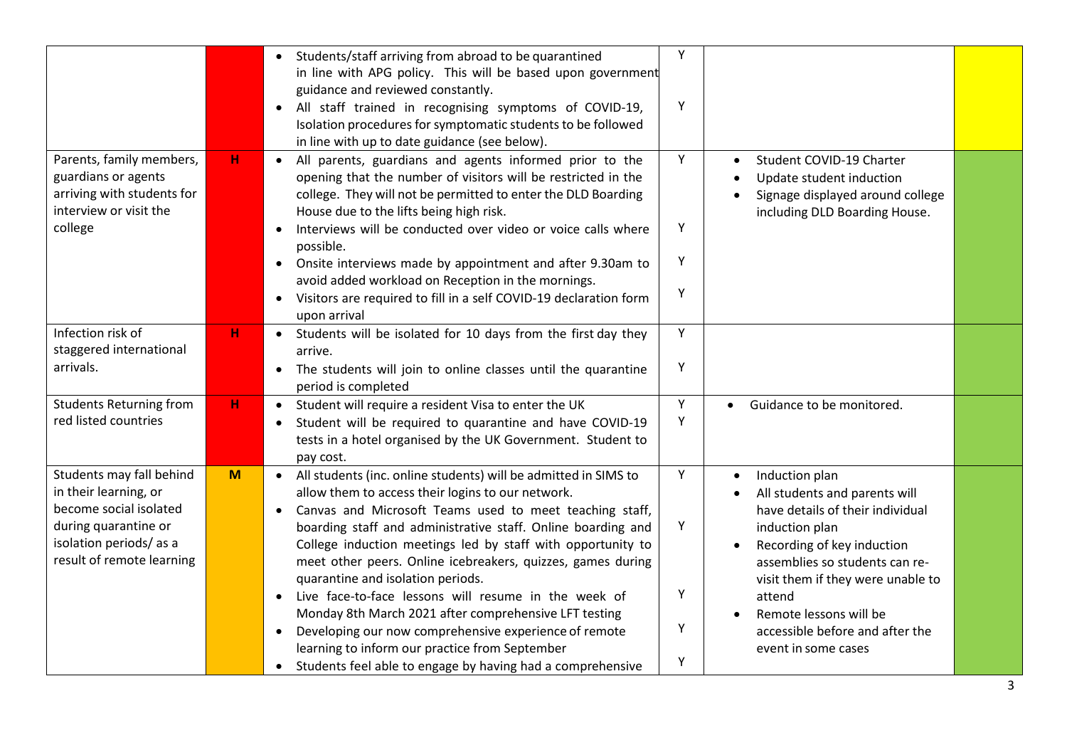| | | | | | |
|---|---|---|---|---|---|
| | | • Students/staff arriving from abroad to be quarantined in line with APG policy. This will be based upon government guidance and reviewed constantly.<br>• All staff trained in recognising symptoms of COVID-19, Isolation procedures for symptomatic students to be followed in line with up to date guidance (see below). | Y<br><br>Y | | |
| Parents, family members, guardians or agents arriving with students for interview or visit the college | H | • All parents, guardians and agents informed prior to the opening that the number of visitors will be restricted in the college. They will not be permitted to enter the DLD Boarding House due to the lifts being high risk.<br>• Interviews will be conducted over video or voice calls where possible.<br>• Onsite interviews made by appointment and after 9.30am to avoid added workload on Reception in the mornings.<br>• Visitors are required to fill in a self COVID-19 declaration form upon arrival | Y<br><br>Y<br><br>Y<br><br>Y | • Student COVID-19 Charter<br>• Update student induction<br>• Signage displayed around college including DLD Boarding House. | |
| Infection risk of staggered international arrivals. | H | • Students will be isolated for 10 days from the first day they arrive.<br>• The students will join to online classes until the quarantine period is completed | Y<br><br>Y | | |
| Students Returning from red listed countries | H | • Student will require a resident Visa to enter the UK<br>• Student will be required to quarantine and have COVID-19 tests in a hotel organised by the UK Government. Student to pay cost. | Y<br>Y | • Guidance to be monitored. | |
| Students may fall behind in their learning, or become social isolated during quarantine or isolation periods/ as a result of remote learning | M | • All students (inc. online students) will be admitted in SIMS to allow them to access their logins to our network.<br>• Canvas and Microsoft Teams used to meet teaching staff, boarding staff and administrative staff. Online boarding and College induction meetings led by staff with opportunity to meet other peers. Online icebreakers, quizzes, games during quarantine and isolation periods.<br>• Live face-to-face lessons will resume in the week of Monday 8th March 2021 after comprehensive LFT testing<br>• Developing our now comprehensive experience of remote learning to inform our practice from September<br>• Students feel able to engage by having had a comprehensive | Y<br><br>Y<br><br>Y<br><br>Y<br><br>Y | • Induction plan<br>• All students and parents will have details of their individual induction plan<br>• Recording of key induction assemblies so students can re-visit them if they were unable to attend<br>• Remote lessons will be accessible before and after the event in some cases | |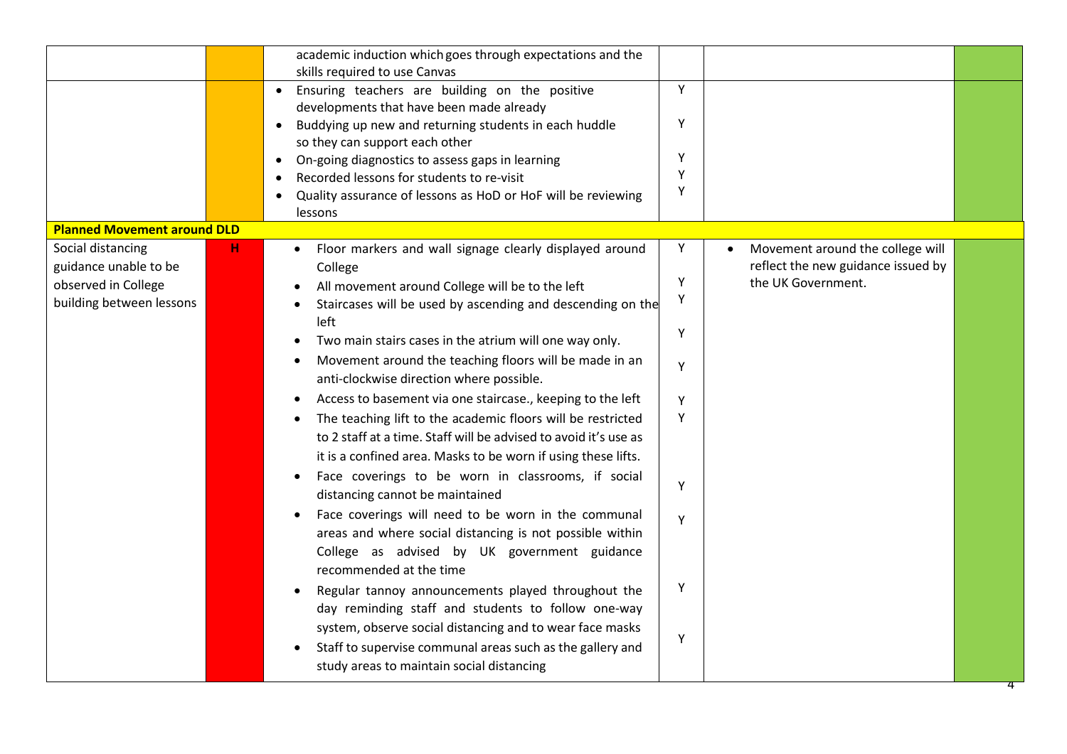| | | | | | |
|---|---|---|---|---|---|
| | | academic induction which goes through expectations and the skills required to use Canvas | | | |
| | | • Ensuring teachers are building on the positive developments that have been made already<br>• Buddying up new and returning students in each huddle so they can support each other<br>• On-going diagnostics to assess gaps in learning<br>• Recorded lessons for students to re-visit<br>• Quality assurance of lessons as HoD or HoF will be reviewing lessons | Y<br>Y<br>Y<br>Y<br>Y | | |
| **Planned Movement around DLD** | | | | | |
| Social distancing guidance unable to be observed in College building between lessons | H | • Floor markers and wall signage clearly displayed around College<br>• All movement around College will be to the left<br>• Staircases will be used by ascending and descending on the left<br>• Two main stairs cases in the atrium will one way only.<br>• Movement around the teaching floors will be made in an anti-clockwise direction where possible.<br>• Access to basement via one staircase., keeping to the left<br>• The teaching lift to the academic floors will be restricted to 2 staff at a time. Staff will be advised to avoid it's use as it is a confined area. Masks to be worn if using these lifts.<br>• Face coverings to be worn in classrooms, if social distancing cannot be maintained<br>• Face coverings will need to be worn in the communal areas and where social distancing is not possible within College as advised by UK government guidance recommended at the time<br>• Regular tannoy announcements played throughout the day reminding staff and students to follow one-way system, observe social distancing and to wear face masks<br>• Staff to supervise communal areas such as the gallery and study areas to maintain social distancing | Y<br>Y<br>Y<br>Y<br>Y<br>Y<br>Y<br>Y<br>Y<br>Y<br>Y | • Movement around the college will reflect the new guidance issued by the UK Government. | |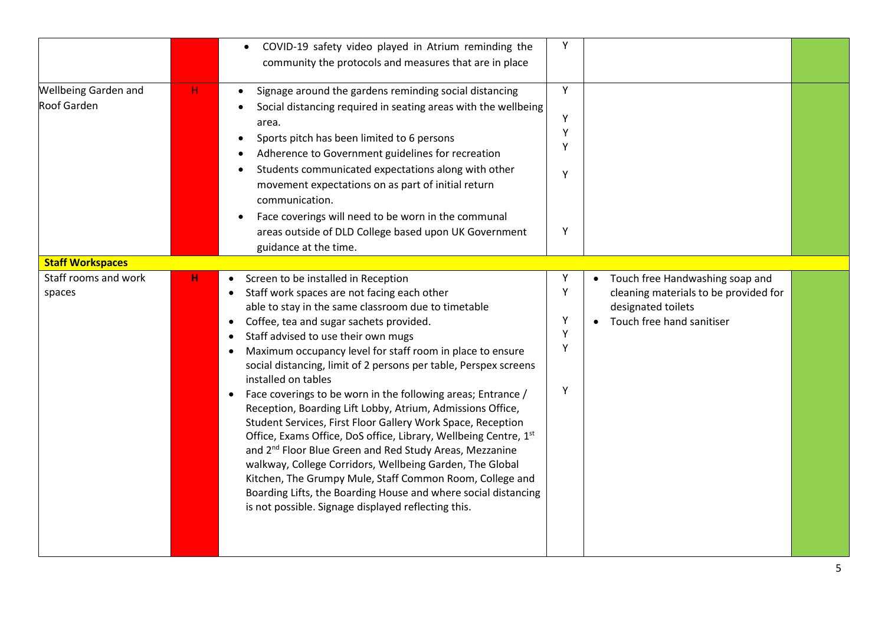| | | | | | |
|---|---|---|---|---|---|
| | | • COVID-19 safety video played in Atrium reminding the community the protocols and measures that are in place | Y | | |
| Wellbeing Garden and Roof Garden | H | • Signage around the gardens reminding social distancing<br>• Social distancing required in seating areas with the wellbeing area.<br>• Sports pitch has been limited to 6 persons<br>• Adherence to Government guidelines for recreation<br>• Students communicated expectations along with other movement expectations on as part of initial return communication.<br>• Face coverings will need to be worn in the communal areas outside of DLD College based upon UK Government guidance at the time. | Y<br>Y<br>Y<br>Y<br>Y<br>Y | | |
| **Staff Workspaces** | | | | | |
| Staff rooms and work spaces | H | • Screen to be installed in Reception<br>• Staff work spaces are not facing each other able to stay in the same classroom due to timetable<br>• Coffee, tea and sugar sachets provided.<br>• Staff advised to use their own mugs<br>• Maximum occupancy level for staff room in place to ensure social distancing, limit of 2 persons per table, Perspex screens installed on tables<br>• Face coverings to be worn in the following areas; Entrance / Reception, Boarding Lift Lobby, Atrium, Admissions Office, Student Services, First Floor Gallery Work Space, Reception Office, Exams Office, DoS office, Library, Wellbeing Centre, 1st and 2nd Floor Blue Green and Red Study Areas, Mezzanine walkway, College Corridors, Wellbeing Garden, The Global Kitchen, The Grumpy Mule, Staff Common Room, College and Boarding Lifts, the Boarding House and where social distancing is not possible. Signage displayed reflecting this. | Y<br>Y<br>Y<br>Y<br>Y<br>Y | • Touch free Handwashing soap and cleaning materials to be provided for designated toilets<br>• Touch free hand sanitiser | |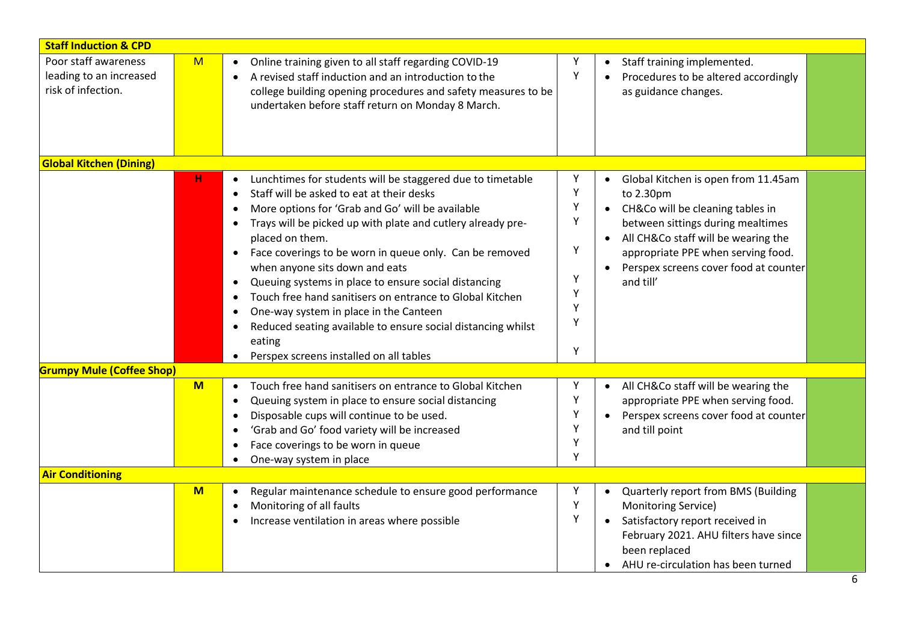| | | | | | |
|---|---|---|---|---|---|
| **Staff Induction & CPD** | | | | | |
| Poor staff awareness leading to an increased risk of infection. | M | • Online training given to all staff regarding COVID-19<br>• A revised staff induction and an introduction to the college building opening procedures and safety measures to be undertaken before staff return on Monday 8 March. | Y<br>Y | • Staff training implemented.<br>• Procedures to be altered accordingly as guidance changes. | |
| **Global Kitchen (Dining)** | | | | | |
| | H | • Lunchtimes for students will be staggered due to timetable<br>• Staff will be asked to eat at their desks<br>• More options for 'Grab and Go' will be available<br>• Trays will be picked up with plate and cutlery already pre-placed on them.<br>• Face coverings to be worn in queue only. Can be removed when anyone sits down and eats<br>• Queuing systems in place to ensure social distancing<br>• Touch free hand sanitisers on entrance to Global Kitchen<br>• One-way system in place in the Canteen<br>• Reduced seating available to ensure social distancing whilst eating<br>• Perspex screens installed on all tables | Y<br>Y<br>Y<br>Y<br>Y<br>Y<br>Y<br>Y<br>Y<br>Y | • Global Kitchen is open from 11.45am to 2.30pm<br>• CH&Co will be cleaning tables in between sittings during mealtimes<br>• All CH&Co staff will be wearing the appropriate PPE when serving food.<br>• Perspex screens cover food at counter and till' | |
| **Grumpy Mule (Coffee Shop)** | | | | | |
| | **M** | • Touch free hand sanitisers on entrance to Global Kitchen<br>• Queuing system in place to ensure social distancing<br>• Disposable cups will continue to be used.<br>• 'Grab and Go' food variety will be increased<br>• Face coverings to be worn in queue<br>• One-way system in place | Y<br>Y<br>Y<br>Y<br>Y<br>Y | • All CH&Co staff will be wearing the appropriate PPE when serving food.<br>• Perspex screens cover food at counter and till point | |
| **Air Conditioning** | | | | | |
| | **M** | • Regular maintenance schedule to ensure good performance<br>• Monitoring of all faults<br>• Increase ventilation in areas where possible | Y<br>Y<br>Y | • Quarterly report from BMS (Building Monitoring Service)<br>• Satisfactory report received in February 2021. AHU filters have since been replaced<br>• AHU re-circulation has been turned | |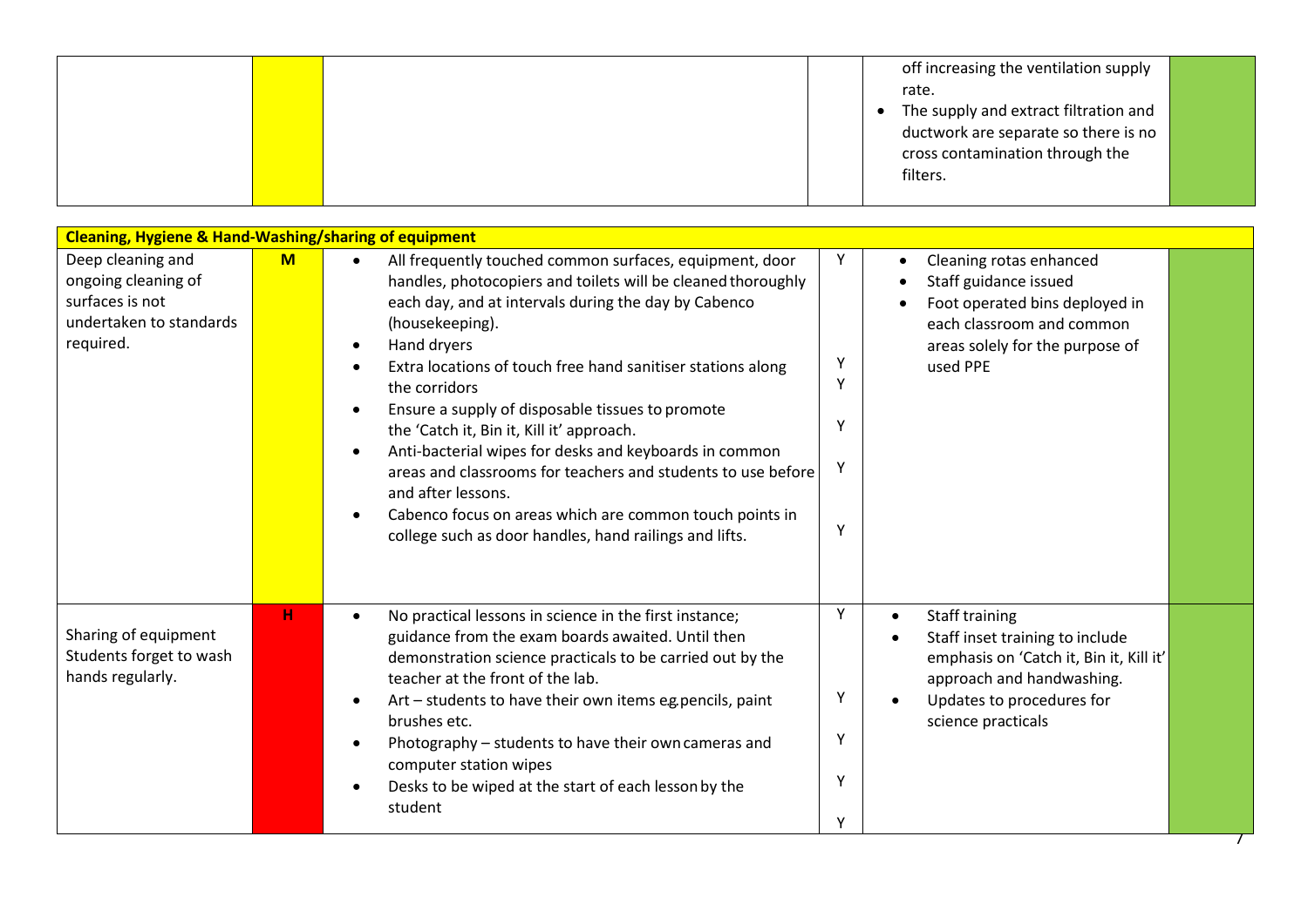| | | | | | |
|---|---|---|---|---|---|
| | | | | • off increasing the ventilation supply rate.<br>• The supply and extract filtration and ductwork are separate so there is no cross contamination through the filters. | |

| **Cleaning, Hygiene & Hand-Washing/sharing of equipment** | | | | | |
|---|---|---|---|---|---|
| Deep cleaning and ongoing cleaning of surfaces is not undertaken to standards required. | **M** | • All frequently touched common surfaces, equipment, door handles, photocopiers and toilets will be cleaned thoroughly each day, and at intervals during the day by Cabenco (housekeeping).<br>• Hand dryers<br>• Extra locations of touch free hand sanitiser stations along the corridors<br>• Ensure a supply of disposable tissues to promote the 'Catch it, Bin it, Kill it' approach.<br>• Anti-bacterial wipes for desks and keyboards in common areas and classrooms for teachers and students to use before and after lessons.<br>• Cabenco focus on areas which are common touch points in college such as door handles, hand railings and lifts. | Y<br>Y<br>Y<br>Y<br>Y<br>Y | • Cleaning rotas enhanced<br>• Staff guidance issued<br>• Foot operated bins deployed in each classroom and common areas solely for the purpose of used PPE | |
| Sharing of equipment<br>Students forget to wash hands regularly. | **H** | • No practical lessons in science in the first instance; guidance from the exam boards awaited. Until then demonstration science practicals to be carried out by the teacher at the front of the lab.<br>• Art – students to have their own items e.g. pencils, paint brushes etc.<br>• Photography – students to have their own cameras and computer station wipes<br>• Desks to be wiped at the start of each lesson by the student | Y<br>Y<br>Y<br>Y<br>Y | • Staff training<br>• Staff inset training to include emphasis on 'Catch it, Bin it, Kill it' approach and handwashing.<br>• Updates to procedures for science practicals | |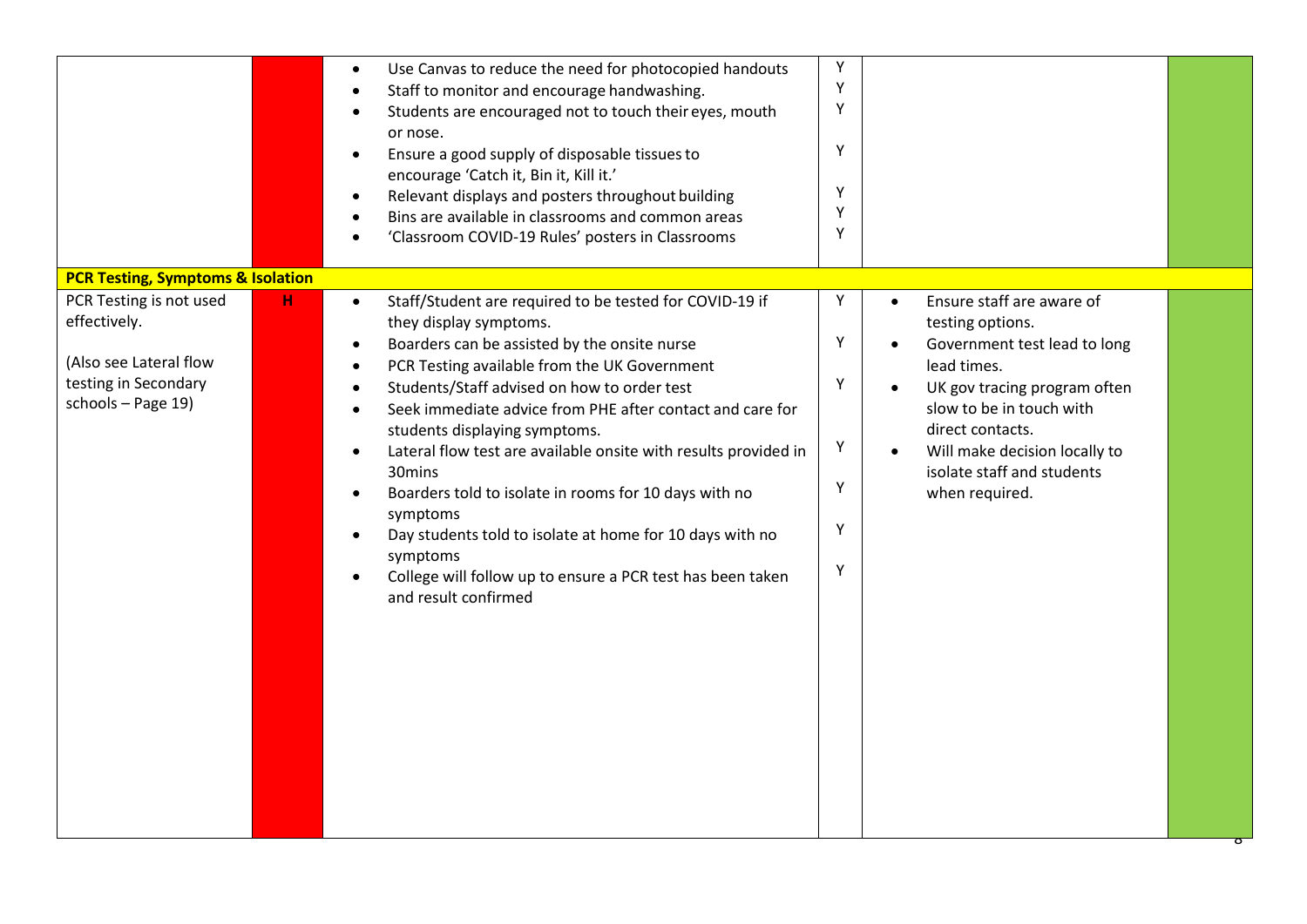| | | | | | |
|---|---|---|---|---|---|
| | | • Use Canvas to reduce the need for photocopied handouts<br>• Staff to monitor and encourage handwashing.<br>• Students are encouraged not to touch their eyes, mouth or nose.<br>• Ensure a good supply of disposable tissues to encourage 'Catch it, Bin it, Kill it.'<br>• Relevant displays and posters throughout building<br>• Bins are available in classrooms and common areas<br>• 'Classroom COVID-19 Rules' posters in Classrooms | Y<br>Y<br>Y<br><br>Y<br><br>Y<br>Y<br>Y | | |
| **PCR Testing, Symptoms & Isolation** | | | | | |
| PCR Testing is not used effectively.<br><br>(Also see Lateral flow testing in Secondary schools – Page 19) | H | • Staff/Student are required to be tested for COVID-19 if they display symptoms.<br>• Boarders can be assisted by the onsite nurse<br>• PCR Testing available from the UK Government<br>• Students/Staff advised on how to order test<br>• Seek immediate advice from PHE after contact and care for students displaying symptoms.<br>• Lateral flow test are available onsite with results provided in 30mins<br>• Boarders told to isolate in rooms for 10 days with no symptoms<br>• Day students told to isolate at home for 10 days with no symptoms<br>• College will follow up to ensure a PCR test has been taken and result confirmed | Y<br><br>Y<br><br>Y<br><br>Y<br><br>Y<br><br>Y<br><br>Y | • Ensure staff are aware of testing options.<br>• Government test lead to long lead times.<br>• UK gov tracing program often slow to be in touch with direct contacts.<br>• Will make decision locally to isolate staff and students when required. | |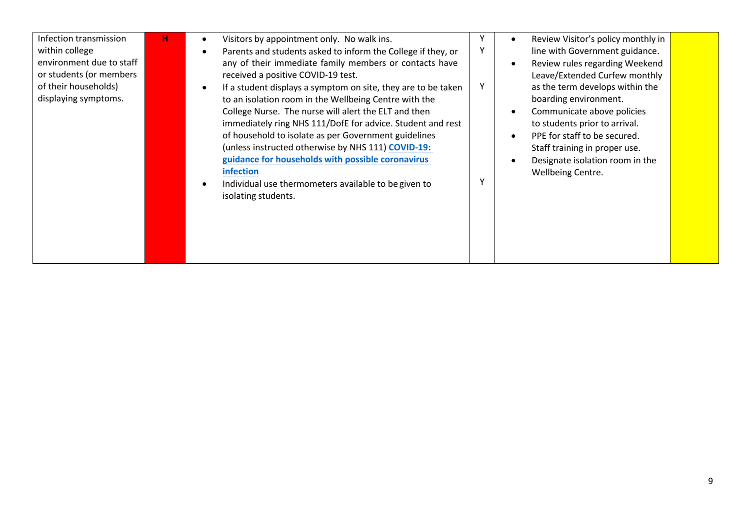| | | | | | |
|---|---|---|---|---|---|
| Infection transmission within college environment due to staff or students (or members of their households) displaying symptoms. | H | • Visitors by appointment only. No walk ins.<br>• Parents and students asked to inform the College if they, or any of their immediate family members or contacts have received a positive COVID-19 test.<br>• If a student displays a symptom on site, they are to be taken to an isolation room in the Wellbeing Centre with the College Nurse. The nurse will alert the ELT and then immediately ring NHS 111/DofE for advice. Student and rest of household to isolate as per Government guidelines (unless instructed otherwise by NHS 111) **COVID-19: guidance for households with possible coronavirus infection**<br>• Individual use thermometers available to be given to isolating students. | Y<br>Y<br><br>Y<br><br>Y | • Review Visitor's policy monthly in line with Government guidance.<br>• Review rules regarding Weekend Leave/Extended Curfew monthly as the term develops within the boarding environment.<br>• Communicate above policies to students prior to arrival.<br>• PPE for staff to be secured. Staff training in proper use.<br>• Designate isolation room in the Wellbeing Centre. | |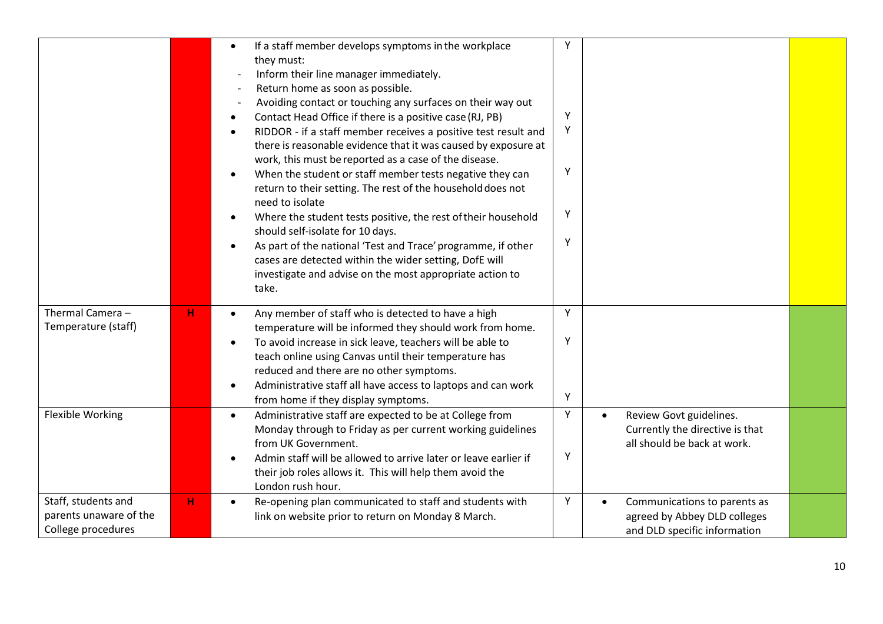| | | | | | |
|---|---|---|---|---|---|
| | | • If a staff member develops symptoms in the workplace they must:<br>- Inform their line manager immediately.<br>- Return home as soon as possible.<br>- Avoiding contact or touching any surfaces on their way out<br>• Contact Head Office if there is a positive case (RJ, PB)<br>• RIDDOR - if a staff member receives a positive test result and there is reasonable evidence that it was caused by exposure at work, this must be reported as a case of the disease.<br>• When the student or staff member tests negative they can return to their setting. The rest of the household does not need to isolate<br>• Where the student tests positive, the rest of their household should self-isolate for 10 days.<br>• As part of the national 'Test and Trace' programme, if other cases are detected within the wider setting, DofE will investigate and advise on the most appropriate action to take. | Y<br>Y<br>Y<br>Y<br>Y<br>Y | | |
| Thermal Camera – Temperature (staff) | H | • Any member of staff who is detected to have a high temperature will be informed they should work from home.<br>• To avoid increase in sick leave, teachers will be able to teach online using Canvas until their temperature has reduced and there are no other symptoms.<br>• Administrative staff all have access to laptops and can work from home if they display symptoms. | Y<br>Y<br>Y | | |
| Flexible Working | | • Administrative staff are expected to be at College from Monday through to Friday as per current working guidelines from UK Government.<br>• Admin staff will be allowed to arrive later or leave earlier if their job roles allows it. This will help them avoid the London rush hour. | Y<br>Y | • Review Govt guidelines. Currently the directive is that all should be back at work. | |
| Staff, students and parents unaware of the College procedures | H | • Re-opening plan communicated to staff and students with link on website prior to return on Monday 8 March. | Y | • Communications to parents as agreed by Abbey DLD colleges and DLD specific information | |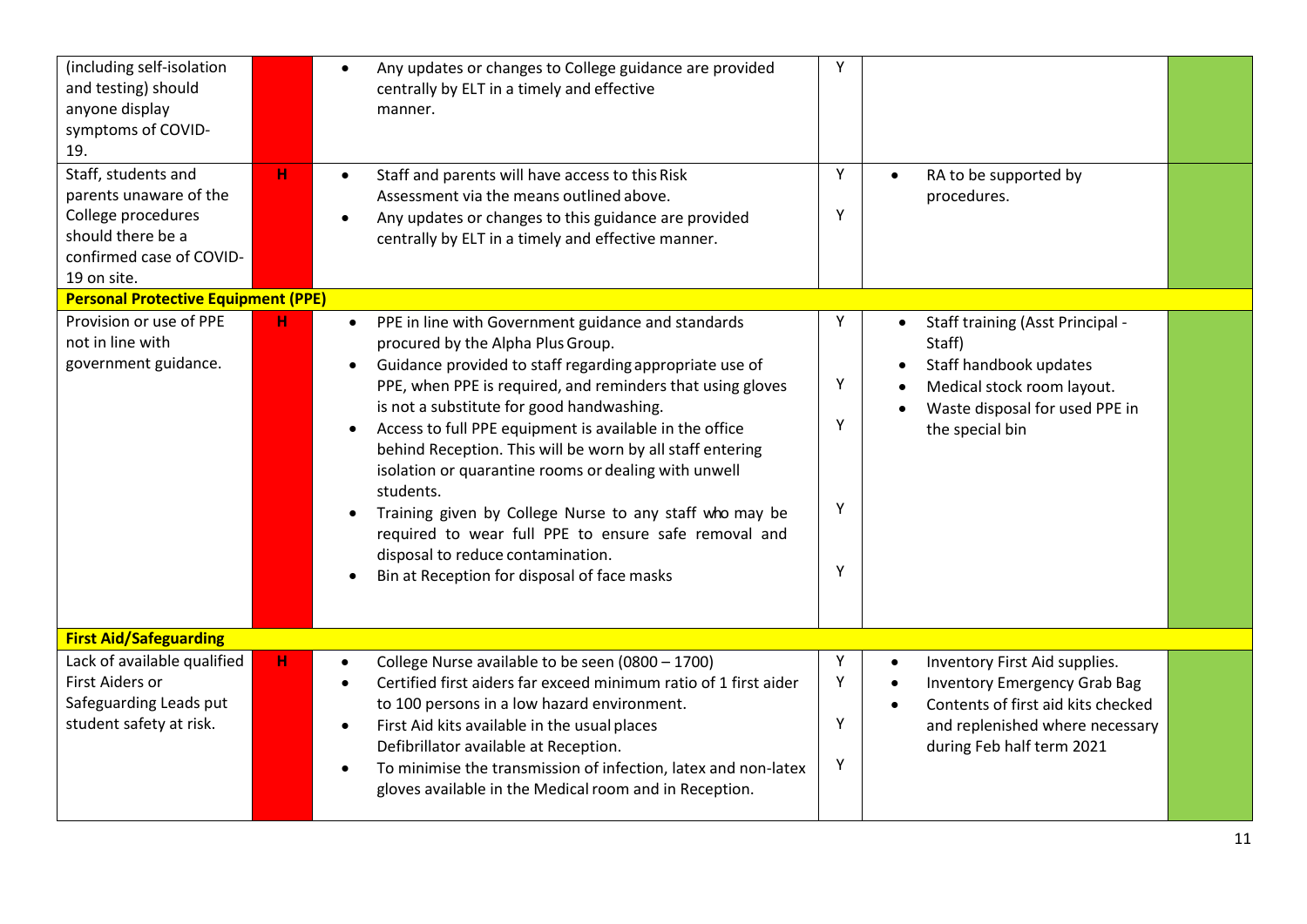| | | | | | |
|---|---|---|---|---|---|
| (including self-isolation and testing) should anyone display symptoms of COVID-19. | | • Any updates or changes to College guidance are provided centrally by ELT in a timely and effective manner. | Y | | |
| Staff, students and parents unaware of the College procedures should there be a confirmed case of COVID-19 on site. | H | • Staff and parents will have access to this Risk Assessment via the means outlined above.<br>• Any updates or changes to this guidance are provided centrally by ELT in a timely and effective manner. | Y<br>Y | • RA to be supported by procedures. | |
| **Personal Protective Equipment (PPE)** | | | | | |
| Provision or use of PPE not in line with government guidance. | H | • PPE in line with Government guidance and standards procured by the Alpha Plus Group.<br>• Guidance provided to staff regarding appropriate use of PPE, when PPE is required, and reminders that using gloves is not a substitute for good handwashing.<br>• Access to full PPE equipment is available in the office behind Reception. This will be worn by all staff entering isolation or quarantine rooms or dealing with unwell students.<br>• Training given by College Nurse to any staff who may be required to wear full PPE to ensure safe removal and disposal to reduce contamination.<br>• Bin at Reception for disposal of face masks | Y<br>Y<br>Y<br>Y<br>Y | • Staff training (Asst Principal - Staff)<br>• Staff handbook updates<br>• Medical stock room layout.<br>• Waste disposal for used PPE in the special bin | |
| **First Aid/Safeguarding** | | | | | |
| Lack of available qualified First Aiders or Safeguarding Leads put student safety at risk. | H | • College Nurse available to be seen (0800 – 1700)<br>• Certified first aiders far exceed minimum ratio of 1 first aider to 100 persons in a low hazard environment.<br>• First Aid kits available in the usual places Defibrillator available at Reception.<br>• To minimise the transmission of infection, latex and non-latex gloves available in the Medical room and in Reception. | Y<br>Y<br>Y<br>Y | • Inventory First Aid supplies.<br>• Inventory Emergency Grab Bag<br>• Contents of first aid kits checked and replenished where necessary during Feb half term 2021 | |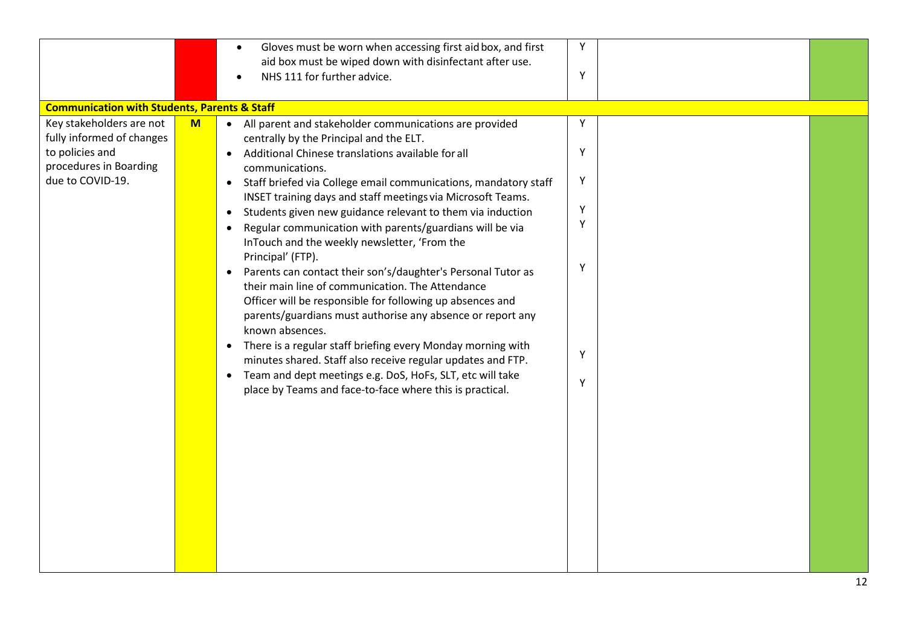|  |  |  |  |  |  |
|---|---|---|---|---|---|
|  |  | • Gloves must be worn when accessing first aid box, and first aid box must be wiped down with disinfectant after use.<br>• NHS 111 for further advice. | Y<br>Y |  |  |
| **Communication with Students, Parents & Staff** |  |  |  |  |  |
| Key stakeholders are not fully informed of changes to policies and procedures in Boarding due to COVID-19. | M | • All parent and stakeholder communications are provided centrally by the Principal and the ELT.<br>• Additional Chinese translations available for all communications.<br>• Staff briefed via College email communications, mandatory staff INSET training days and staff meetings via Microsoft Teams.<br>• Students given new guidance relevant to them via induction<br>• Regular communication with parents/guardians will be via InTouch and the weekly newsletter, 'From the Principal' (FTP).<br>• Parents can contact their son's/daughter's Personal Tutor as their main line of communication. The Attendance Officer will be responsible for following up absences and parents/guardians must authorise any absence or report any known absences.<br>• There is a regular staff briefing every Monday morning with minutes shared. Staff also receive regular updates and FTP.<br>• Team and dept meetings e.g. DoS, HoFs, SLT, etc will take place by Teams and face-to-face where this is practical. | Y<br>Y<br>Y<br>Y<br>Y<br>Y<br>Y<br>Y |  |  |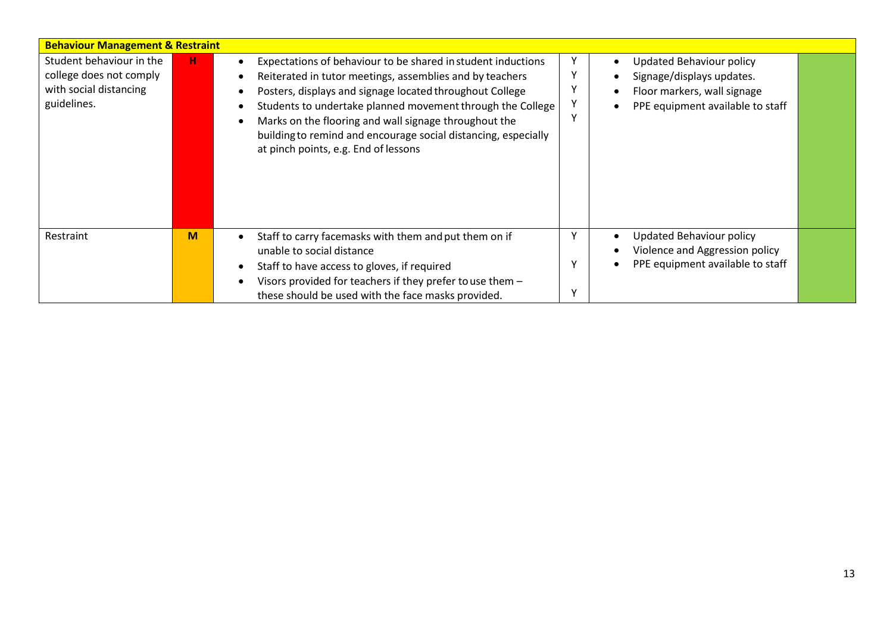| Behaviour Management & Restraint | | | | | |
|---|---|---|---|---|---|
| Student behaviour in the college does not comply with social distancing guidelines. | H | • Expectations of behaviour to be shared in student inductions<br>• Reiterated in tutor meetings, assemblies and by teachers<br>• Posters, displays and signage located throughout College<br>• Students to undertake planned movement through the College<br>• Marks on the flooring and wall signage throughout the building to remind and encourage social distancing, especially at pinch points, e.g. End of lessons | Y<br>Y<br>Y<br>Y<br>Y | • Updated Behaviour policy<br>• Signage/displays updates.<br>• Floor markers, wall signage<br>• PPE equipment available to staff | |
| Restraint | M | • Staff to carry facemasks with them and put them on if unable to social distance<br>• Staff to have access to gloves, if required<br>• Visors provided for teachers if they prefer to use them – these should be used with the face masks provided. | Y<br>Y<br>Y | • Updated Behaviour policy<br>• Violence and Aggression policy<br>• PPE equipment available to staff | |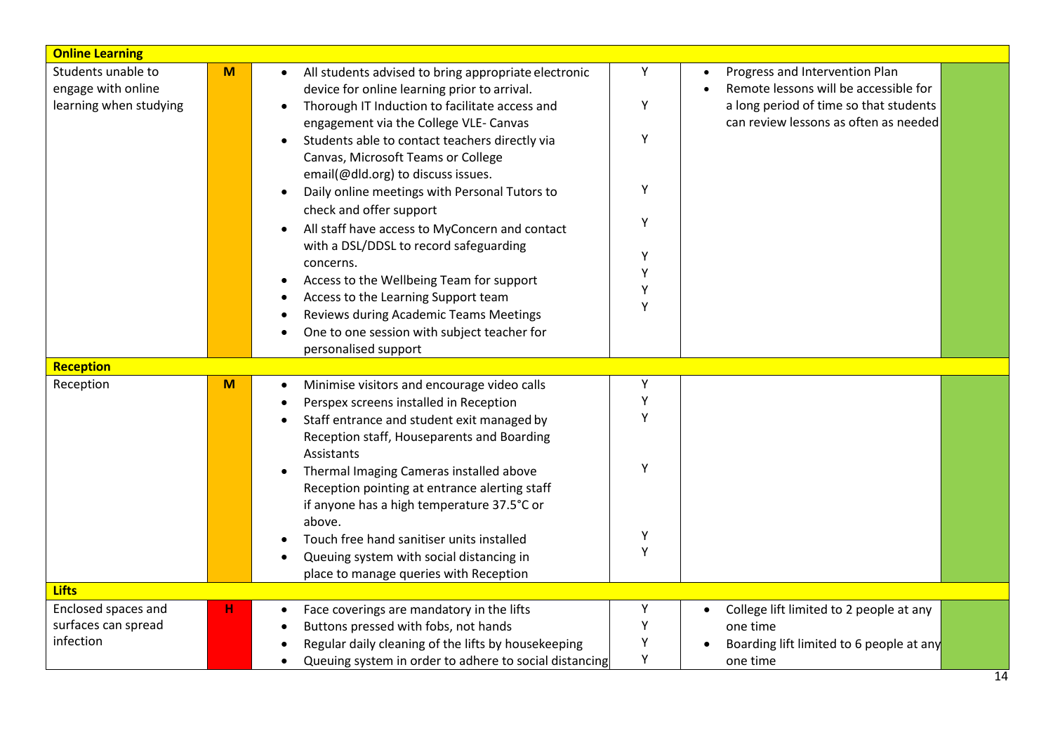| | | | | | |
|---|---|---|---|---|---|
| **Online Learning** | | | | | |
| Students unable to engage with online learning when studying | M | • All students advised to bring appropriate electronic device for online learning prior to arrival.<br>• Thorough IT Induction to facilitate access and engagement via the College VLE- Canvas<br>• Students able to contact teachers directly via Canvas, Microsoft Teams or College email(@dld.org) to discuss issues.<br>• Daily online meetings with Personal Tutors to check and offer support<br>• All staff have access to MyConcern and contact with a DSL/DDSL to record safeguarding concerns.<br>• Access to the Wellbeing Team for support<br>• Access to the Learning Support team<br>• Reviews during Academic Teams Meetings<br>• One to one session with subject teacher for personalised support | Y<br>Y<br>Y<br>Y<br>Y<br>Y<br>Y<br>Y<br>Y | • Progress and Intervention Plan<br>• Remote lessons will be accessible for a long period of time so that students can review lessons as often as needed | |
| **Reception** | | | | | |
| Reception | M | • Minimise visitors and encourage video calls<br>• Perspex screens installed in Reception<br>• Staff entrance and student exit managed by Reception staff, Houseparents and Boarding Assistants<br>• Thermal Imaging Cameras installed above Reception pointing at entrance alerting staff if anyone has a high temperature 37.5°C or above.<br>• Touch free hand sanitiser units installed<br>• Queuing system with social distancing in place to manage queries with Reception | Y<br>Y<br>Y<br>Y<br>Y<br>Y | | |
| **Lifts** | | | | | |
| Enclosed spaces and surfaces can spread infection | H | • Face coverings are mandatory in the lifts<br>• Buttons pressed with fobs, not hands<br>• Regular daily cleaning of the lifts by housekeeping<br>• Queuing system in order to adhere to social distancing | Y<br>Y<br>Y<br>Y | • College lift limited to 2 people at any one time<br>• Boarding lift limited to 6 people at any one time | |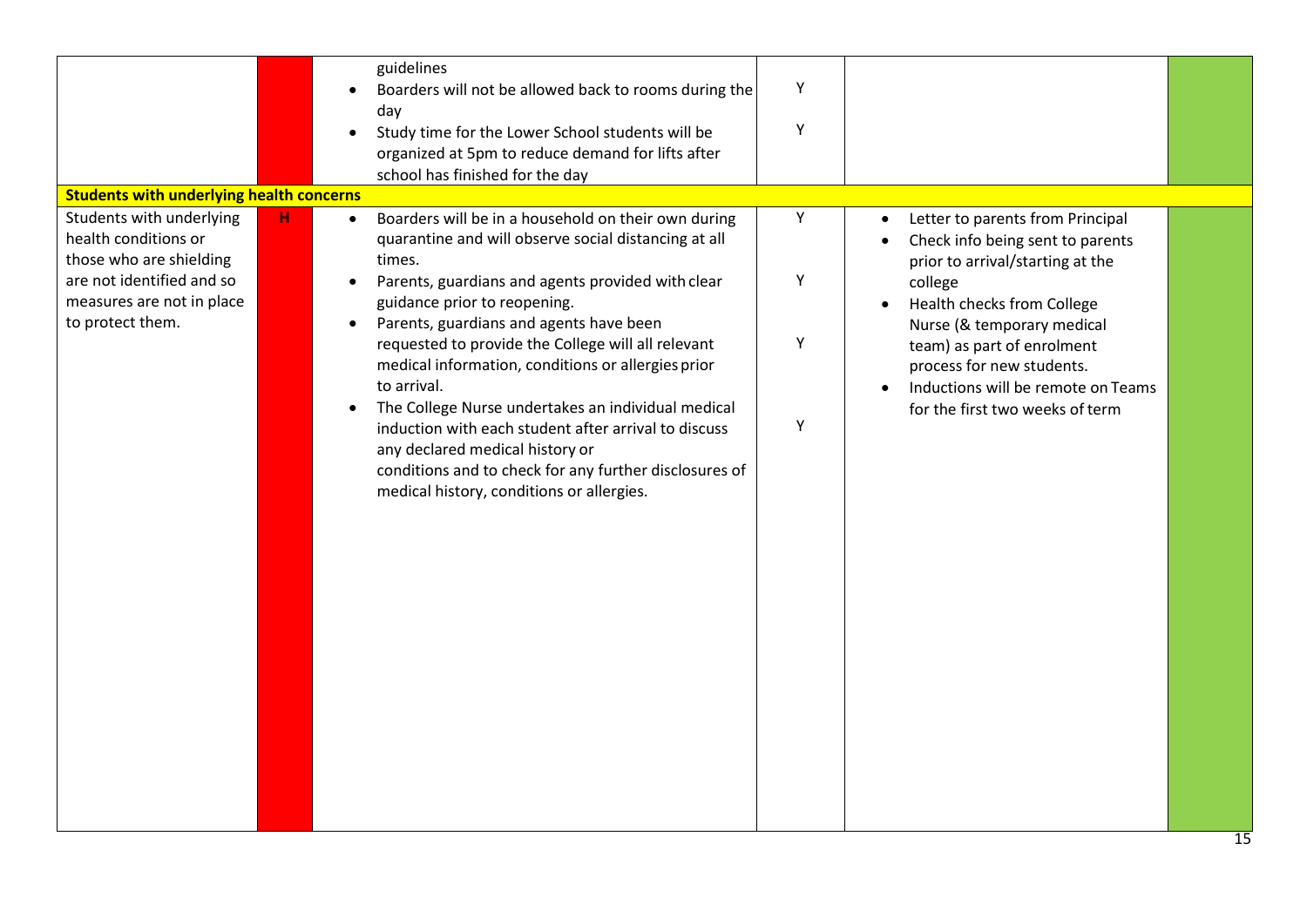| | | | | | |
|---|---|---|---|---|---|
| | | guidelines<br>• Boarders will not be allowed back to rooms during the day<br>• Study time for the Lower School students will be organized at 5pm to reduce demand for lifts after school has finished for the day | <br>Y<br><br>Y | | |
| **Students with underlying health concerns** | | | | | |
| Students with underlying health conditions or those who are shielding are not identified and so measures are not in place to protect them. | H | • Boarders will be in a household on their own during quarantine and will observe social distancing at all times.<br>• Parents, guardians and agents provided with clear guidance prior to reopening.<br>• Parents, guardians and agents have been requested to provide the College will all relevant medical information, conditions or allergies prior to arrival.<br>• The College Nurse undertakes an individual medical induction with each student after arrival to discuss any declared medical history or conditions and to check for any further disclosures of medical history, conditions or allergies. | Y<br><br>Y<br><br>Y<br><br>Y | • Letter to parents from Principal<br>• Check info being sent to parents prior to arrival/starting at the college<br>• Health checks from College Nurse (& temporary medical team) as part of enrolment process for new students.<br>• Inductions will be remote on Teams for the first two weeks of term | |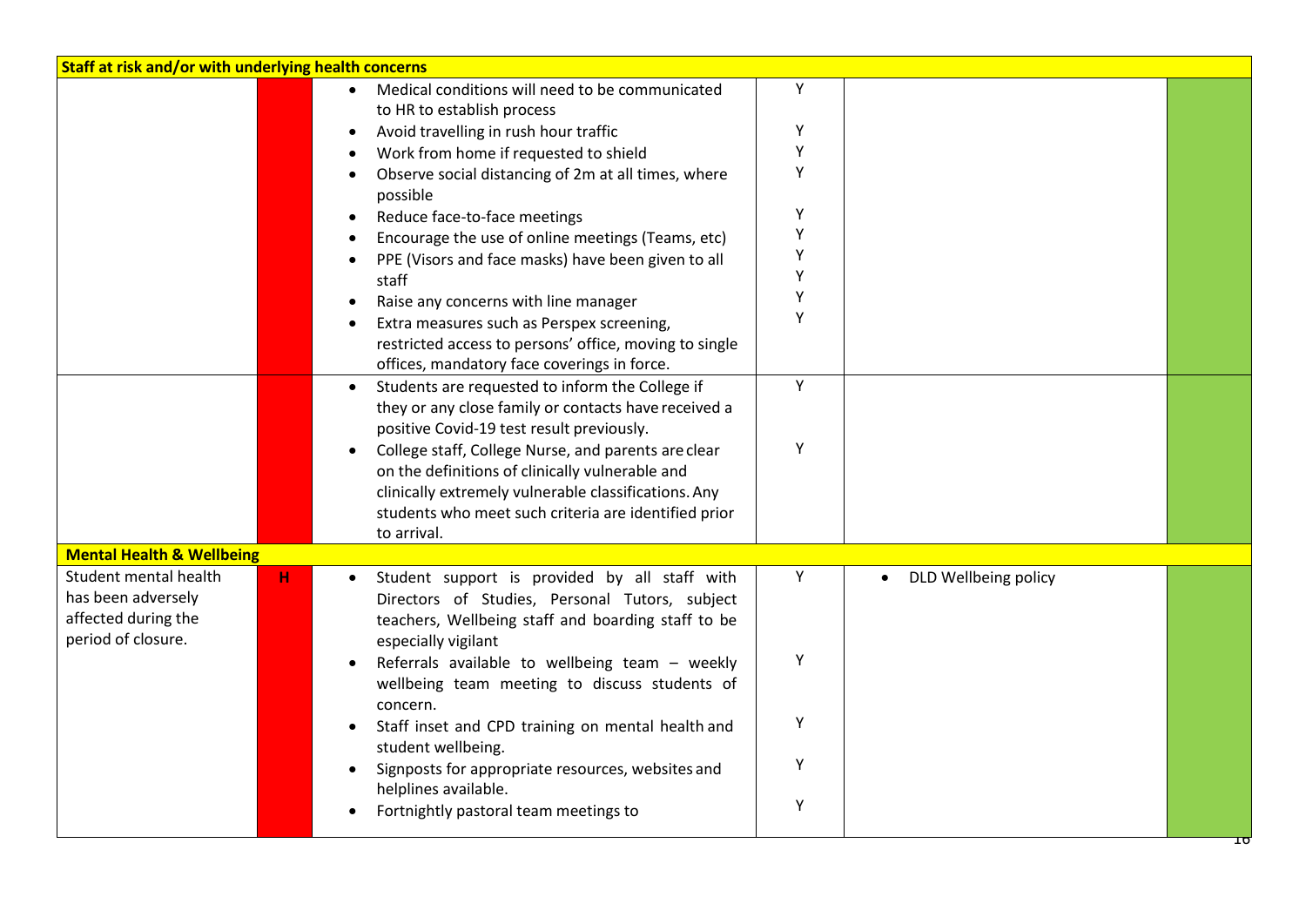| | | | | | |
|---|---|---|---|---|---|
| **Staff at risk and/or with underlying health concerns** | | | | | |
| | | • Medical conditions will need to be communicated to HR to establish process<br>• Avoid travelling in rush hour traffic<br>• Work from home if requested to shield<br>• Observe social distancing of 2m at all times, where possible<br>• Reduce face-to-face meetings<br>• Encourage the use of online meetings (Teams, etc)<br>• PPE (Visors and face masks) have been given to all staff<br>• Raise any concerns with line manager<br>• Extra measures such as Perspex screening, restricted access to persons' office, moving to single offices, mandatory face coverings in force. | Y<br>Y<br>Y<br>Y<br>Y<br>Y<br>Y<br>Y<br>Y<br>Y | | |
| | | • Students are requested to inform the College if they or any close family or contacts have received a positive Covid-19 test result previously.<br>• College staff, College Nurse, and parents are clear on the definitions of clinically vulnerable and clinically extremely vulnerable classifications. Any students who meet such criteria are identified prior to arrival. | Y<br>Y | | |
| **Mental Health & Wellbeing** | | | | | |
| Student mental health has been adversely affected during the period of closure. | H | • Student support is provided by all staff with Directors of Studies, Personal Tutors, subject teachers, Wellbeing staff and boarding staff to be especially vigilant<br>• Referrals available to wellbeing team – weekly wellbeing team meeting to discuss students of concern.<br>• Staff inset and CPD training on mental health and student wellbeing.<br>• Signposts for appropriate resources, websites and helplines available.<br>• Fortnightly pastoral team meetings to | Y<br>Y<br>Y<br>Y<br>Y | • DLD Wellbeing policy | |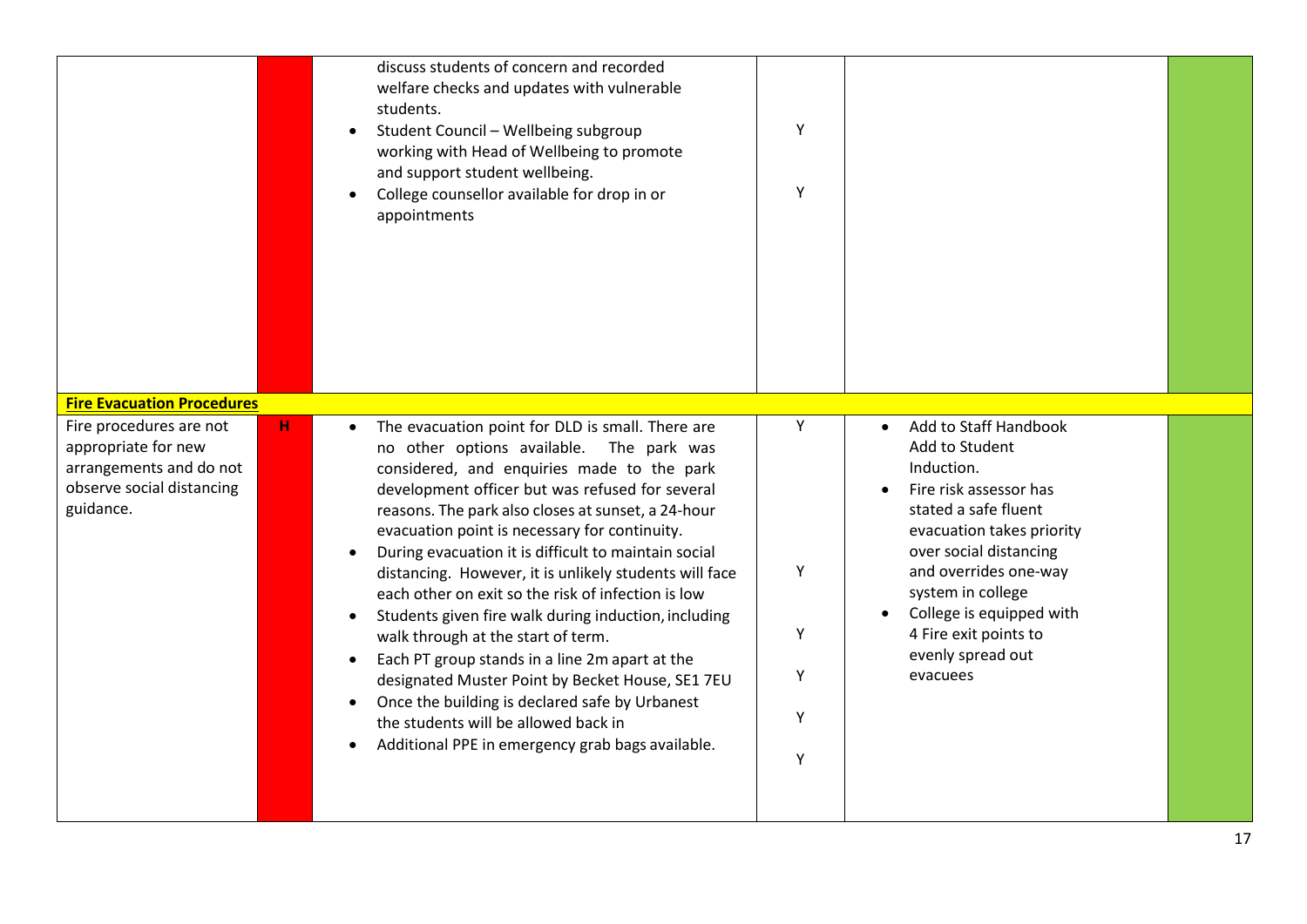| | | | | | |
|---|---|---|---|---|---|
| | | discuss students of concern and recorded welfare checks and updates with vulnerable students.<br>• Student Council – Wellbeing subgroup working with Head of Wellbeing to promote and support student wellbeing.<br>• College counsellor available for drop in or appointments | Y<br>Y | | |
| **Fire Evacuation Procedures** | | | | | |
| Fire procedures are not appropriate for new arrangements and do not observe social distancing guidance. | H | • The evacuation point for DLD is small. There are no other options available. The park was considered, and enquiries made to the park development officer but was refused for several reasons. The park also closes at sunset, a 24-hour evacuation point is necessary for continuity.<br>• During evacuation it is difficult to maintain social distancing. However, it is unlikely students will face each other on exit so the risk of infection is low<br>• Students given fire walk during induction, including walk through at the start of term.<br>• Each PT group stands in a line 2m apart at the designated Muster Point by Becket House, SE1 7EU<br>• Once the building is declared safe by Urbanest the students will be allowed back in<br>• Additional PPE in emergency grab bags available. | Y<br>Y<br>Y<br>Y<br>Y<br>Y | • Add to Staff Handbook Add to Student Induction.<br>• Fire risk assessor has stated a safe fluent evacuation takes priority over social distancing and overrides one-way system in college<br>• College is equipped with 4 Fire exit points to evenly spread out evacuees | |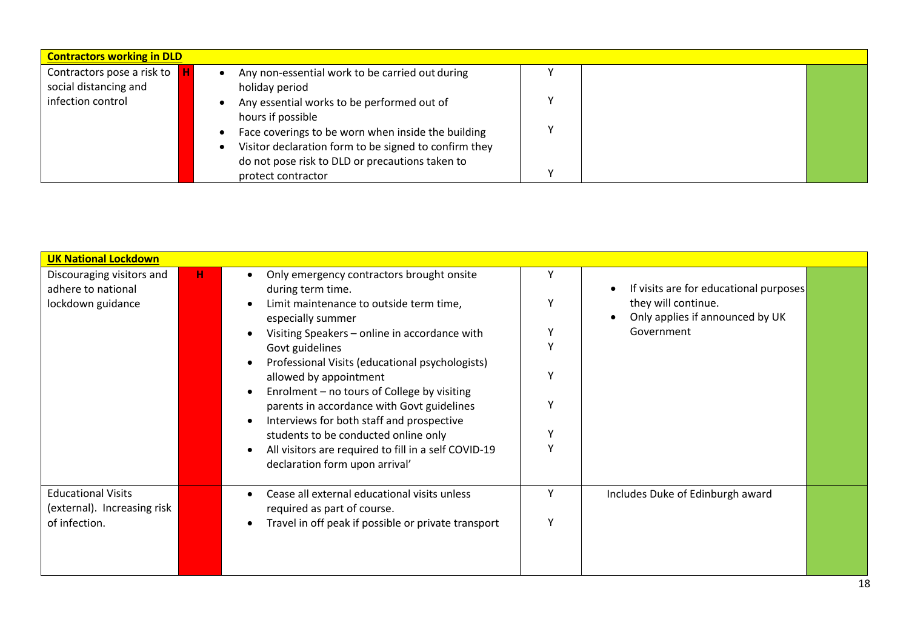| Contractors working in DLD | | | | | |
|---|---|---|---|---|---|
| Contractors pose a risk to social distancing and infection control | H | • Any non-essential work to be carried out during holiday period<br>• Any essential works to be performed out of hours if possible<br>• Face coverings to be worn when inside the building<br>• Visitor declaration form to be signed to confirm they do not pose risk to DLD or precautions taken to protect contractor | Y<br>Y<br>Y<br>Y | | |

| UK National Lockdown | | | | | |
|---|---|---|---|---|---|
| Discouraging visitors and adhere to national lockdown guidance | H | • Only emergency contractors brought onsite during term time.<br>• Limit maintenance to outside term time, especially summer<br>• Visiting Speakers – online in accordance with Govt guidelines<br>• Professional Visits (educational psychologists) allowed by appointment<br>• Enrolment – no tours of College by visiting parents in accordance with Govt guidelines<br>• Interviews for both staff and prospective students to be conducted online only<br>• All visitors are required to fill in a self COVID-19 declaration form upon arrival' | Y<br>Y<br>Y<br>Y<br>Y<br>Y<br>Y<br>Y | • If visits are for educational purposes they will continue.<br>• Only applies if announced by UK Government | |
| Educational Visits (external). Increasing risk of infection. | | • Cease all external educational visits unless required as part of course.<br>• Travel in off peak if possible or private transport | Y<br>Y | Includes Duke of Edinburgh award | |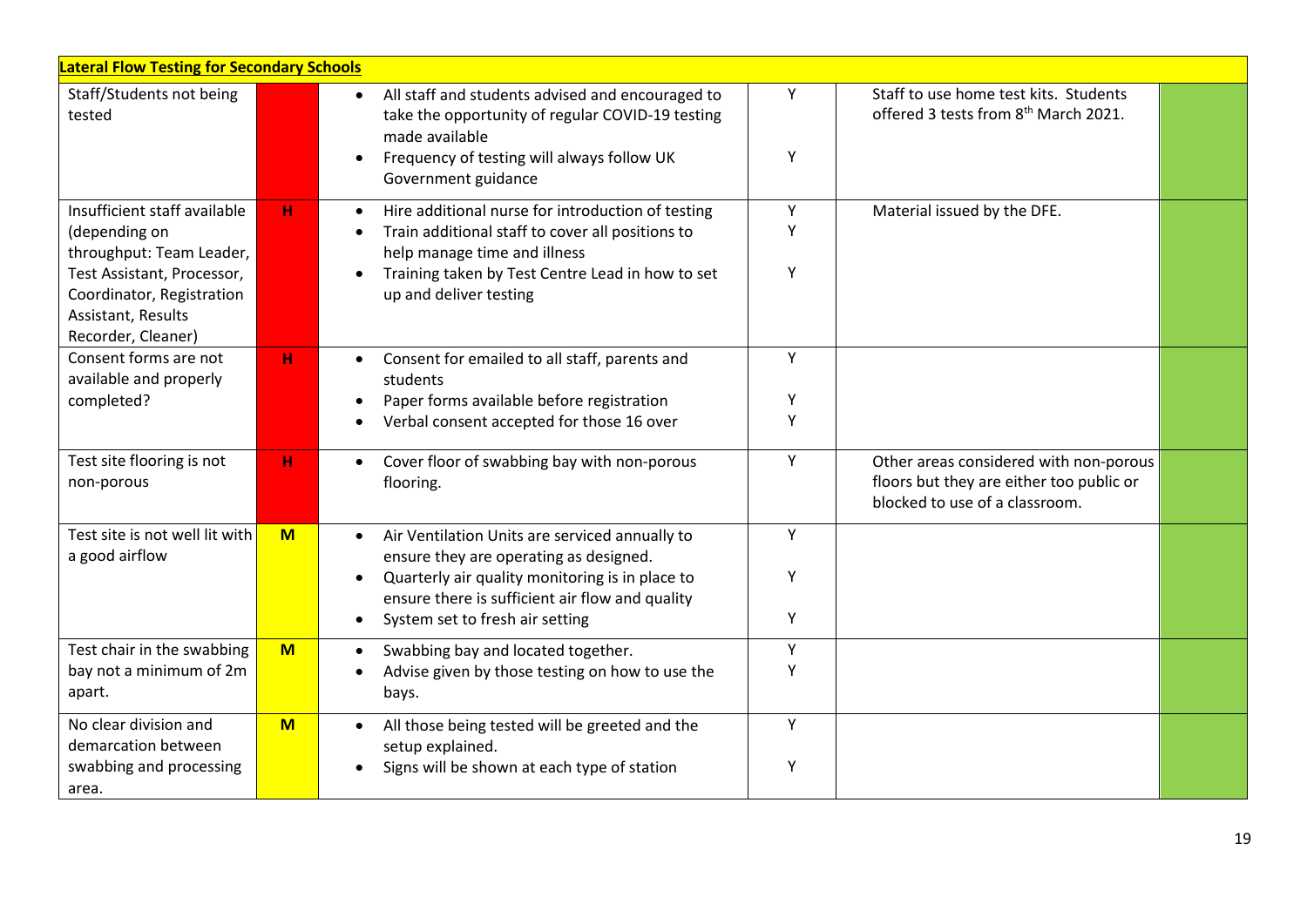| Lateral Flow Testing for Secondary Schools | | | | | |
|---|---|---|---|---|---|
| Staff/Students not being tested | | • All staff and students advised and encouraged to take the opportunity of regular COVID-19 testing made available<br>• Frequency of testing will always follow UK Government guidance | Y<br><br>Y | Staff to use home test kits. Students offered 3 tests from 8th March 2021. | |
| Insufficient staff available (depending on throughput: Team Leader, Test Assistant, Processor, Coordinator, Registration Assistant, Results Recorder, Cleaner) | H | • Hire additional nurse for introduction of testing<br>• Train additional staff to cover all positions to help manage time and illness<br>• Training taken by Test Centre Lead in how to set up and deliver testing | Y<br>Y<br><br>Y | Material issued by the DFE. | |
| Consent forms are not available and properly completed? | H | • Consent for emailed to all staff, parents and students<br>• Paper forms available before registration<br>• Verbal consent accepted for those 16 over | Y<br><br>Y<br>Y | | |
| Test site flooring is not non-porous | H | • Cover floor of swabbing bay with non-porous flooring. | Y | Other areas considered with non-porous floors but they are either too public or blocked to use of a classroom. | |
| Test site is not well lit with a good airflow | M | • Air Ventilation Units are serviced annually to ensure they are operating as designed.<br>• Quarterly air quality monitoring is in place to ensure there is sufficient air flow and quality<br>• System set to fresh air setting | Y<br><br>Y<br><br>Y | | |
| Test chair in the swabbing bay not a minimum of 2m apart. | M | • Swabbing bay and located together.<br>• Advise given by those testing on how to use the bays. | Y<br>Y | | |
| No clear division and demarcation between swabbing and processing area. | M | • All those being tested will be greeted and the setup explained.<br>• Signs will be shown at each type of station | Y<br><br>Y | | |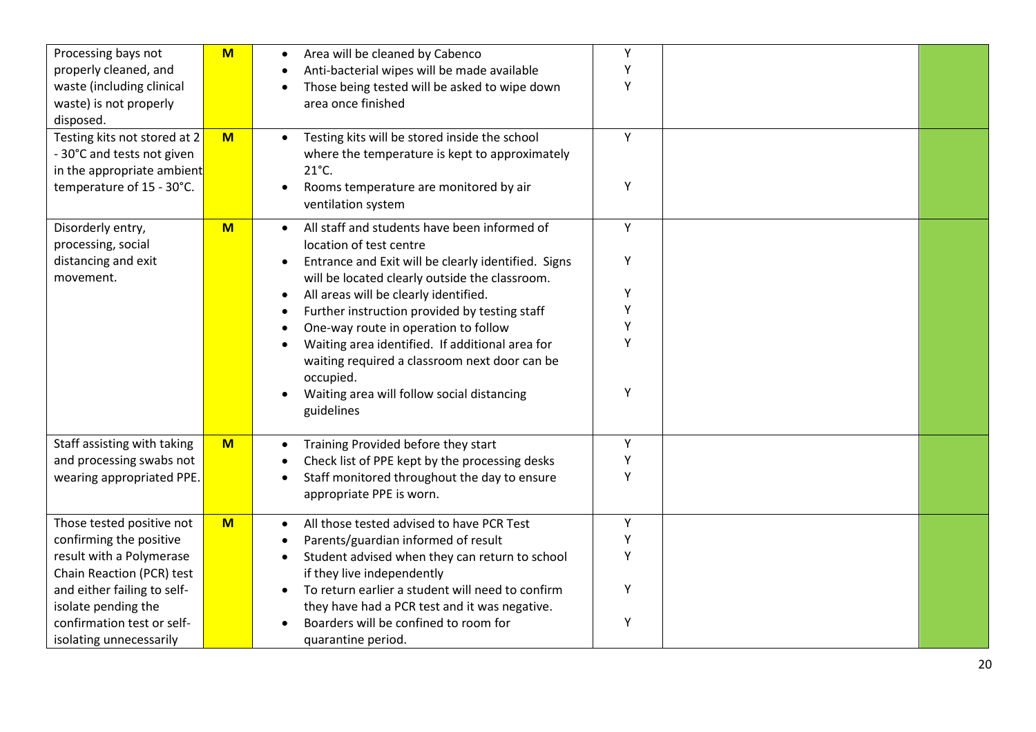| | | | | | |
|---|---|---|---|---|---|
| Processing bays not properly cleaned, and waste (including clinical waste) is not properly disposed. | **M** | • Area will be cleaned by Cabenco<br>• Anti-bacterial wipes will be made available<br>• Those being tested will be asked to wipe down area once finished | Y<br>Y<br>Y | | |
| Testing kits not stored at 2 - 30°C and tests not given in the appropriate ambient temperature of 15 - 30°C. | **M** | • Testing kits will be stored inside the school where the temperature is kept to approximately 21°C.<br>• Rooms temperature are monitored by air ventilation system | Y<br>Y | | |
| Disorderly entry, processing, social distancing and exit movement. | **M** | • All staff and students have been informed of location of test centre<br>• Entrance and Exit will be clearly identified. Signs will be located clearly outside the classroom.<br>• All areas will be clearly identified.<br>• Further instruction provided by testing staff<br>• One-way route in operation to follow<br>• Waiting area identified. If additional area for waiting required a classroom next door can be occupied.<br>• Waiting area will follow social distancing guidelines | Y<br>Y<br>Y<br>Y<br>Y<br>Y<br>Y | | |
| Staff assisting with taking and processing swabs not wearing appropriated PPE. | **M** | • Training Provided before they start<br>• Check list of PPE kept by the processing desks<br>• Staff monitored throughout the day to ensure appropriate PPE is worn. | Y<br>Y<br>Y | | |
| Those tested positive not confirming the positive result with a Polymerase Chain Reaction (PCR) test and either failing to self-isolate pending the confirmation test or self-isolating unnecessarily | **M** | • All those tested advised to have PCR Test<br>• Parents/guardian informed of result<br>• Student advised when they can return to school if they live independently<br>• To return earlier a student will need to confirm they have had a PCR test and it was negative.<br>• Boarders will be confined to room for quarantine period. | Y<br>Y<br>Y<br>Y<br>Y | | |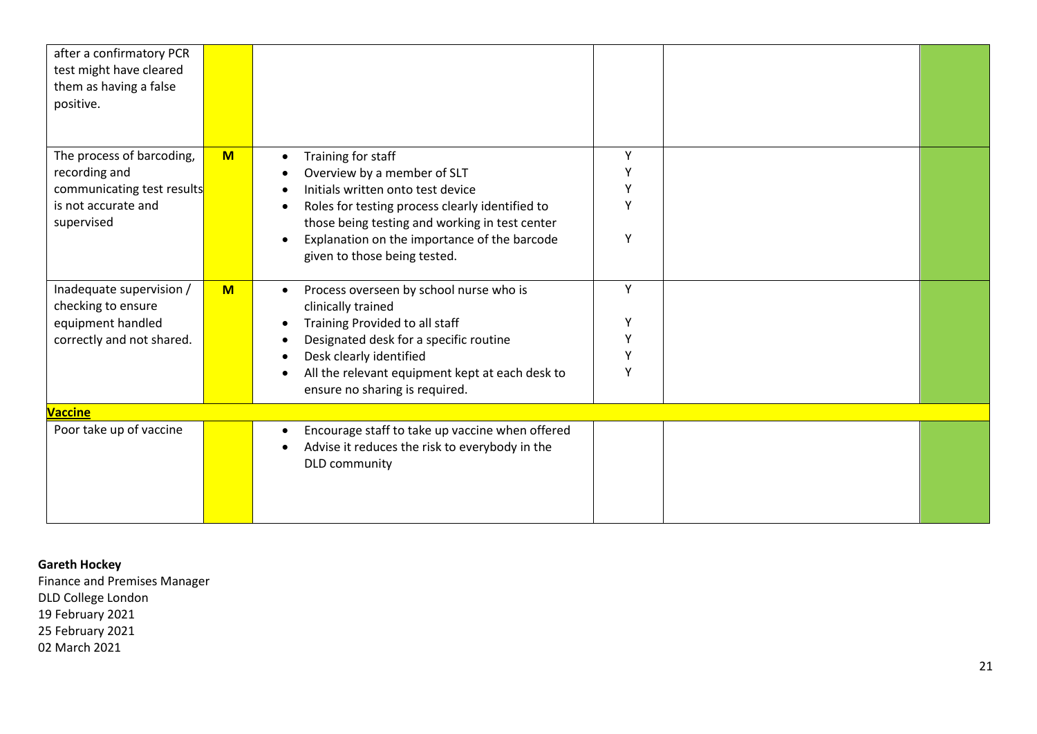| | | | | | |
|---|---|---|---|---|---|
| after a confirmatory PCR test might have cleared them as having a false positive. | | | | | |
| The process of barcoding, recording and communicating test results is not accurate and supervised | M | • Training for staff<br>• Overview by a member of SLT<br>• Initials written onto test device<br>• Roles for testing process clearly identified to those being testing and working in test center<br>• Explanation on the importance of the barcode given to those being tested. | Y<br>Y<br>Y<br>Y<br><br>Y | | |
| Inadequate supervision / checking to ensure equipment handled correctly and not shared. | M | • Process overseen by school nurse who is clinically trained<br>• Training Provided to all staff<br>• Designated desk for a specific routine<br>• Desk clearly identified<br>• All the relevant equipment kept at each desk to ensure no sharing is required. | Y<br><br>Y<br>Y<br>Y<br>Y | | |
| **Vaccine** | | | | | |
| Poor take up of vaccine | | • Encourage staff to take up vaccine when offered<br>• Advise it reduces the risk to everybody in the DLD community | | | |

**Gareth Hockey**
Finance and Premises Manager
DLD College London
19 February 2021
25 February 2021
02 March 2021